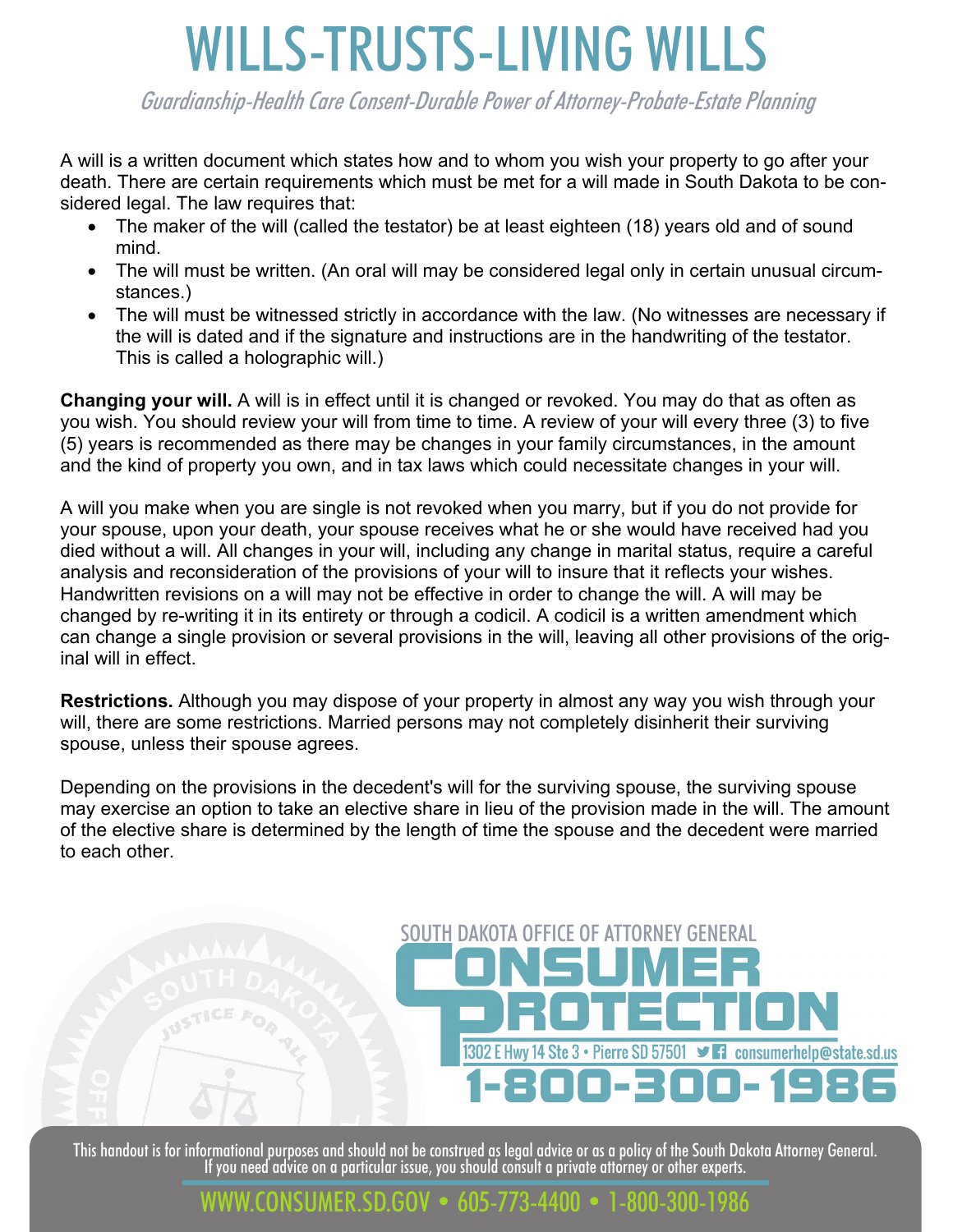# WILLS-TRUSTS-LIVING WILLS

*Guardianship-Health Care Consent-Durable Power of Attorney-Probate-Estate Planning*

A will is a written document which states how and to whom you wish your property to go after your death. There are certain requirements which must be met for a will made in South Dakota to be considered legal. The law requires that:

- The maker of the will (called the testator) be at least eighteen (18) years old and of sound mind.
- The will must be written. (An oral will may be considered legal only in certain unusual circumstances.)
- The will must be witnessed strictly in accordance with the law. (No witnesses are necessary if the will is dated and if the signature and instructions are in the handwriting of the testator. This is called a holographic will.)

**Changing your will.** A will is in effect until it is changed or revoked. You may do that as often as you wish. You should review your will from time to time. A review of your will every three (3) to five (5) years is recommended as there may be changes in your family circumstances, in the amount and the kind of property you own, and in tax laws which could necessitate changes in your will.

A will you make when you are single is not revoked when you marry, but if you do not provide for your spouse, upon your death, your spouse receives what he or she would have received had you died without a will. All changes in your will, including any change in marital status, require a careful analysis and reconsideration of the provisions of your will to insure that it reflects your wishes. Handwritten revisions on a will may not be effective in order to change the will. A will may be changed by re-writing it in its entirety or through a codicil. A codicil is a written amendment which can change a single provision or several provisions in the will, leaving all other provisions of the original will in effect.

**Restrictions.** Although you may dispose of your property in almost any way you wish through your will, there are some restrictions. Married persons may not completely disinherit their surviving spouse, unless their spouse agrees.

Depending on the provisions in the decedent's will for the surviving spouse, the surviving spouse may exercise an option to take an elective share in lieu of the provision made in the will. The amount of the elective share is determined by the length of time the spouse and the decedent were married to each other.

SOUTH DAKOTA OFFICE OF ATTORNEY GENERAL
CONSUMER PROTECTION
1302 E Hwy 14 Ste 3 • Pierre SD 57501 • consumerhelp@state.sd.us
1-800-300-1986

This handout is for informational purposes and should not be construed as legal advice or as a policy of the South Dakota Attorney General. If you need advice on a particular issue, you should consult a private attorney or other experts.

WWW.CONSUMER.SD.GOV • 605-773-4400 • 1-800-300-1986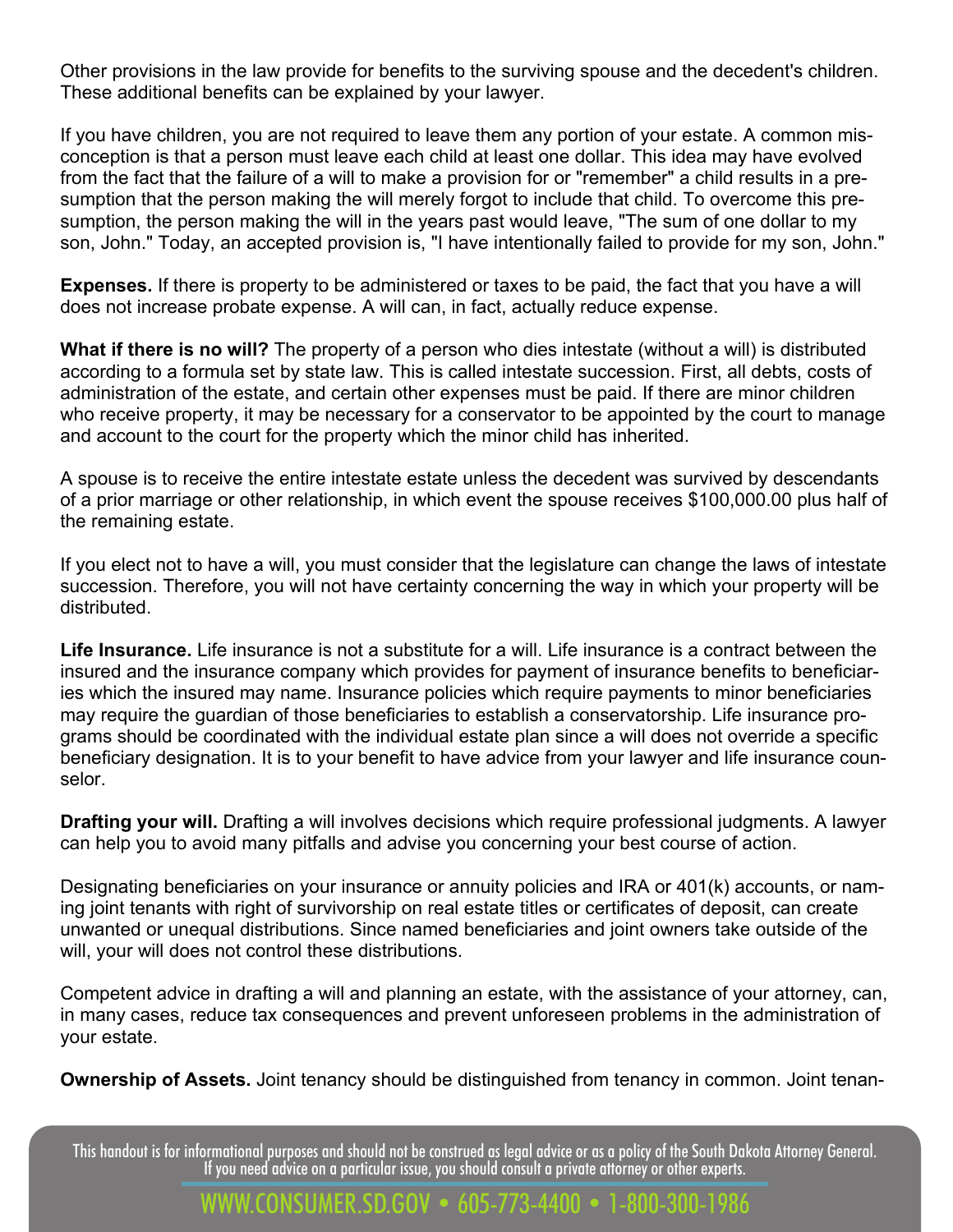Other provisions in the law provide for benefits to the surviving spouse and the decedent's children. These additional benefits can be explained by your lawyer.

If you have children, you are not required to leave them any portion of your estate. A common misconception is that a person must leave each child at least one dollar. This idea may have evolved from the fact that the failure of a will to make a provision for or "remember" a child results in a presumption that the person making the will merely forgot to include that child. To overcome this presumption, the person making the will in the years past would leave, "The sum of one dollar to my son, John." Today, an accepted provision is, "I have intentionally failed to provide for my son, John."

**Expenses.** If there is property to be administered or taxes to be paid, the fact that you have a will does not increase probate expense. A will can, in fact, actually reduce expense.

**What if there is no will?** The property of a person who dies intestate (without a will) is distributed according to a formula set by state law. This is called intestate succession. First, all debts, costs of administration of the estate, and certain other expenses must be paid. If there are minor children who receive property, it may be necessary for a conservator to be appointed by the court to manage and account to the court for the property which the minor child has inherited.

A spouse is to receive the entire intestate estate unless the decedent was survived by descendants of a prior marriage or other relationship, in which event the spouse receives $100,000.00 plus half of the remaining estate.

If you elect not to have a will, you must consider that the legislature can change the laws of intestate succession. Therefore, you will not have certainty concerning the way in which your property will be distributed.

**Life Insurance.** Life insurance is not a substitute for a will. Life insurance is a contract between the insured and the insurance company which provides for payment of insurance benefits to beneficiaries which the insured may name. Insurance policies which require payments to minor beneficiaries may require the guardian of those beneficiaries to establish a conservatorship. Life insurance programs should be coordinated with the individual estate plan since a will does not override a specific beneficiary designation. It is to your benefit to have advice from your lawyer and life insurance counselor.

**Drafting your will.** Drafting a will involves decisions which require professional judgments. A lawyer can help you to avoid many pitfalls and advise you concerning your best course of action.

Designating beneficiaries on your insurance or annuity policies and IRA or 401(k) accounts, or naming joint tenants with right of survivorship on real estate titles or certificates of deposit, can create unwanted or unequal distributions. Since named beneficiaries and joint owners take outside of the will, your will does not control these distributions.

Competent advice in drafting a will and planning an estate, with the assistance of your attorney, can, in many cases, reduce tax consequences and prevent unforeseen problems in the administration of your estate.

**Ownership of Assets.** Joint tenancy should be distinguished from tenancy in common. Joint tenan-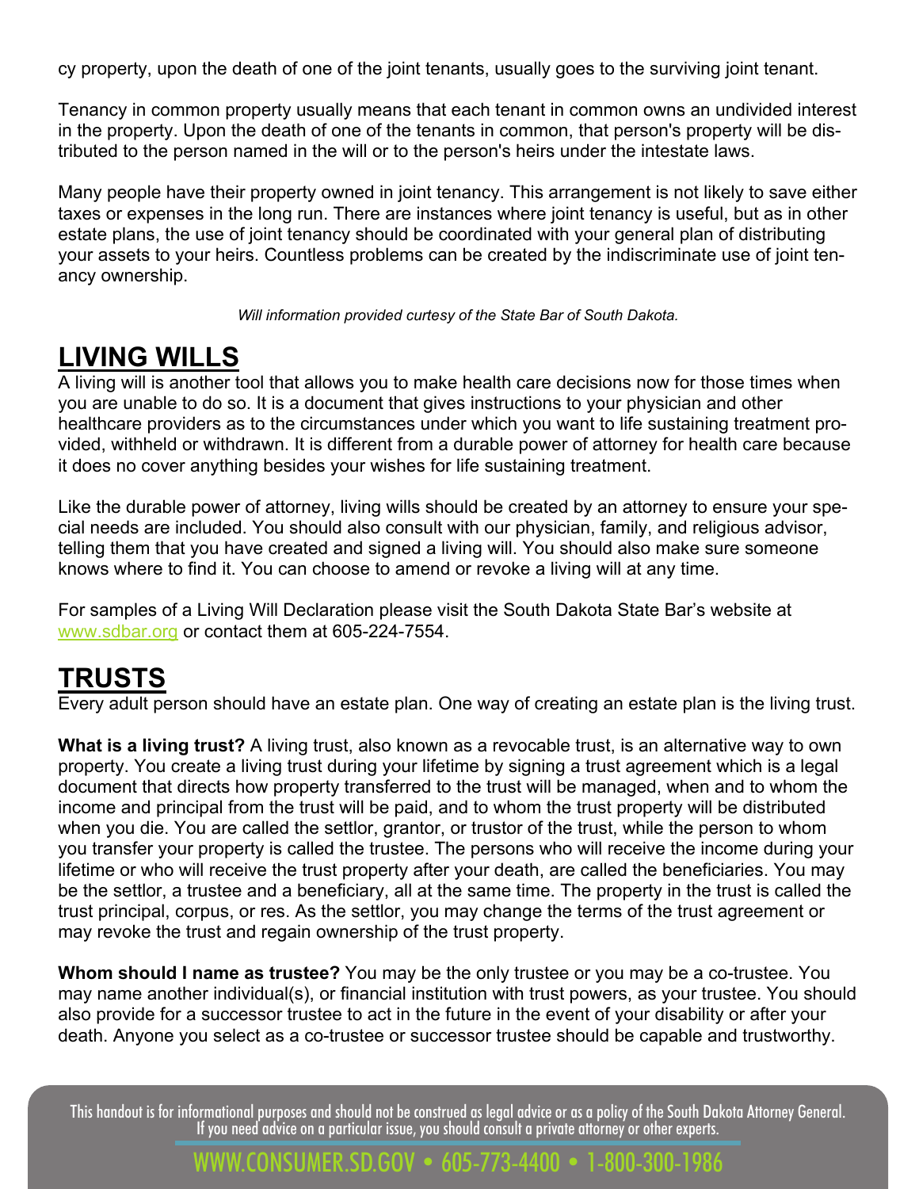cy property, upon the death of one of the joint tenants, usually goes to the surviving joint tenant.

Tenancy in common property usually means that each tenant in common owns an undivided interest in the property. Upon the death of one of the tenants in common, that person's property will be distributed to the person named in the will or to the person's heirs under the intestate laws.

Many people have their property owned in joint tenancy. This arrangement is not likely to save either taxes or expenses in the long run. There are instances where joint tenancy is useful, but as in other estate plans, the use of joint tenancy should be coordinated with your general plan of distributing your assets to your heirs. Countless problems can be created by the indiscriminate use of joint tenancy ownership.

*Will information provided curtesy of the State Bar of South Dakota.*

## LIVING WILLS

A living will is another tool that allows you to make health care decisions now for those times when you are unable to do so. It is a document that gives instructions to your physician and other healthcare providers as to the circumstances under which you want to life sustaining treatment provided, withheld or withdrawn. It is different from a durable power of attorney for health care because it does no cover anything besides your wishes for life sustaining treatment.

Like the durable power of attorney, living wills should be created by an attorney to ensure your special needs are included. You should also consult with our physician, family, and religious advisor, telling them that you have created and signed a living will. You should also make sure someone knows where to find it. You can choose to amend or revoke a living will at any time.

For samples of a Living Will Declaration please visit the South Dakota State Bar's website at www.sdbar.org or contact them at 605-224-7554.

## TRUSTS

Every adult person should have an estate plan. One way of creating an estate plan is the living trust.

**What is a living trust?** A living trust, also known as a revocable trust, is an alternative way to own property. You create a living trust during your lifetime by signing a trust agreement which is a legal document that directs how property transferred to the trust will be managed, when and to whom the income and principal from the trust will be paid, and to whom the trust property will be distributed when you die. You are called the settlor, grantor, or trustor of the trust, while the person to whom you transfer your property is called the trustee. The persons who will receive the income during your lifetime or who will receive the trust property after your death, are called the beneficiaries. You may be the settlor, a trustee and a beneficiary, all at the same time. The property in the trust is called the trust principal, corpus, or res. As the settlor, you may change the terms of the trust agreement or may revoke the trust and regain ownership of the trust property.

**Whom should I name as trustee?** You may be the only trustee or you may be a co-trustee. You may name another individual(s), or financial institution with trust powers, as your trustee. You should also provide for a successor trustee to act in the future in the event of your disability or after your death. Anyone you select as a co-trustee or successor trustee should be capable and trustworthy.

This handout is for informational purposes and should not be construed as legal advice or as a policy of the South Dakota Attorney General. If you need advice on a particular issue, you should consult a private attorney or other experts.

WWW.CONSUMER.SD.GOV • 605-773-4400 • 1-800-300-1986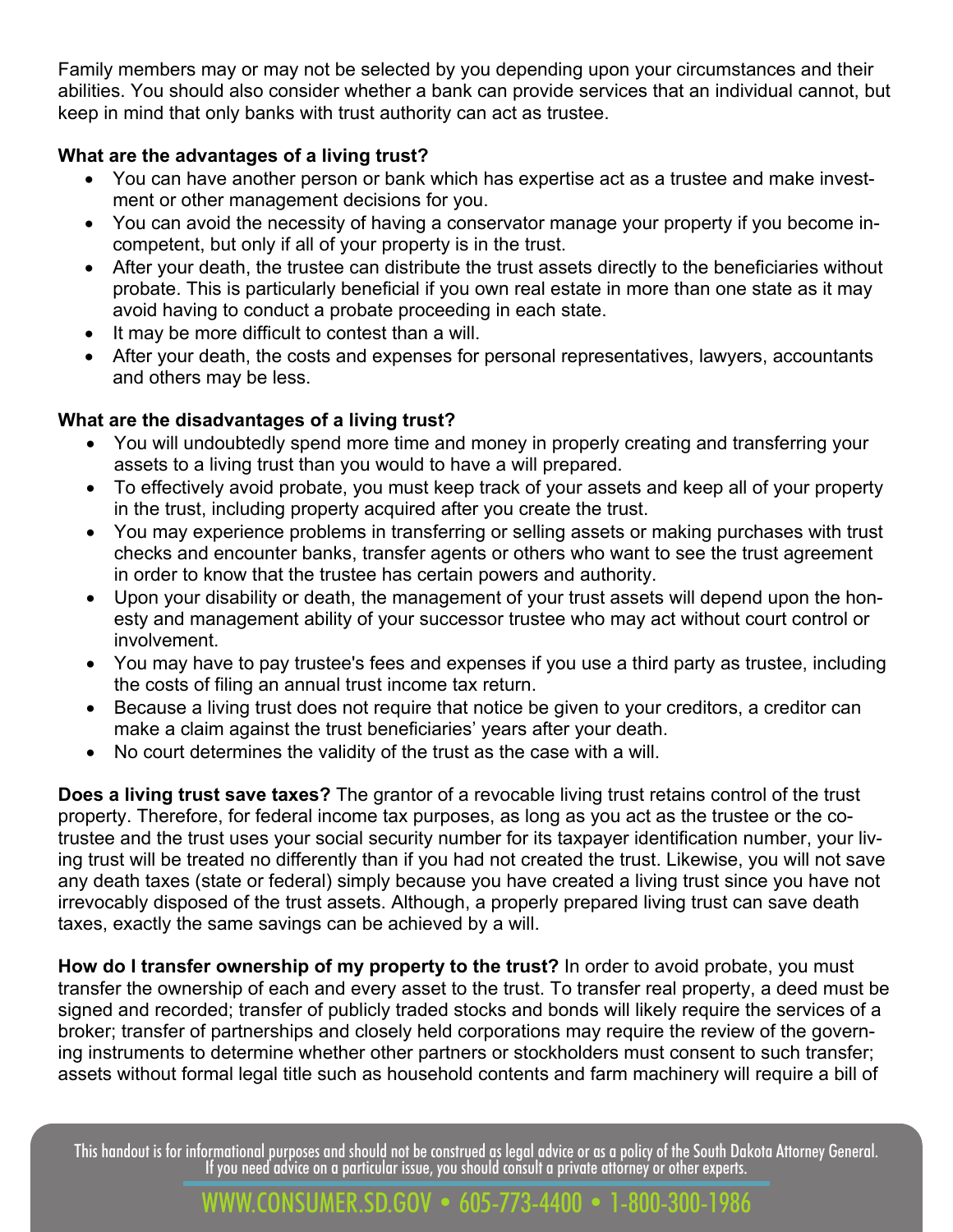Family members may or may not be selected by you depending upon your circumstances and their abilities. You should also consider whether a bank can provide services that an individual cannot, but keep in mind that only banks with trust authority can act as trustee.

**What are the advantages of a living trust?**

- You can have another person or bank which has expertise act as a trustee and make investment or other management decisions for you.
- You can avoid the necessity of having a conservator manage your property if you become incompetent, but only if all of your property is in the trust.
- After your death, the trustee can distribute the trust assets directly to the beneficiaries without probate. This is particularly beneficial if you own real estate in more than one state as it may avoid having to conduct a probate proceeding in each state.
- It may be more difficult to contest than a will.
- After your death, the costs and expenses for personal representatives, lawyers, accountants and others may be less.

**What are the disadvantages of a living trust?**

- You will undoubtedly spend more time and money in properly creating and transferring your assets to a living trust than you would to have a will prepared.
- To effectively avoid probate, you must keep track of your assets and keep all of your property in the trust, including property acquired after you create the trust.
- You may experience problems in transferring or selling assets or making purchases with trust checks and encounter banks, transfer agents or others who want to see the trust agreement in order to know that the trustee has certain powers and authority.
- Upon your disability or death, the management of your trust assets will depend upon the honesty and management ability of your successor trustee who may act without court control or involvement.
- You may have to pay trustee's fees and expenses if you use a third party as trustee, including the costs of filing an annual trust income tax return.
- Because a living trust does not require that notice be given to your creditors, a creditor can make a claim against the trust beneficiaries' years after your death.
- No court determines the validity of the trust as the case with a will.

**Does a living trust save taxes?** The grantor of a revocable living trust retains control of the trust property. Therefore, for federal income tax purposes, as long as you act as the trustee or the co-trustee and the trust uses your social security number for its taxpayer identification number, your living trust will be treated no differently than if you had not created the trust. Likewise, you will not save any death taxes (state or federal) simply because you have created a living trust since you have not irrevocably disposed of the trust assets. Although, a properly prepared living trust can save death taxes, exactly the same savings can be achieved by a will.

**How do I transfer ownership of my property to the trust?** In order to avoid probate, you must transfer the ownership of each and every asset to the trust. To transfer real property, a deed must be signed and recorded; transfer of publicly traded stocks and bonds will likely require the services of a broker; transfer of partnerships and closely held corporations may require the review of the governing instruments to determine whether other partners or stockholders must consent to such transfer; assets without formal legal title such as household contents and farm machinery will require a bill of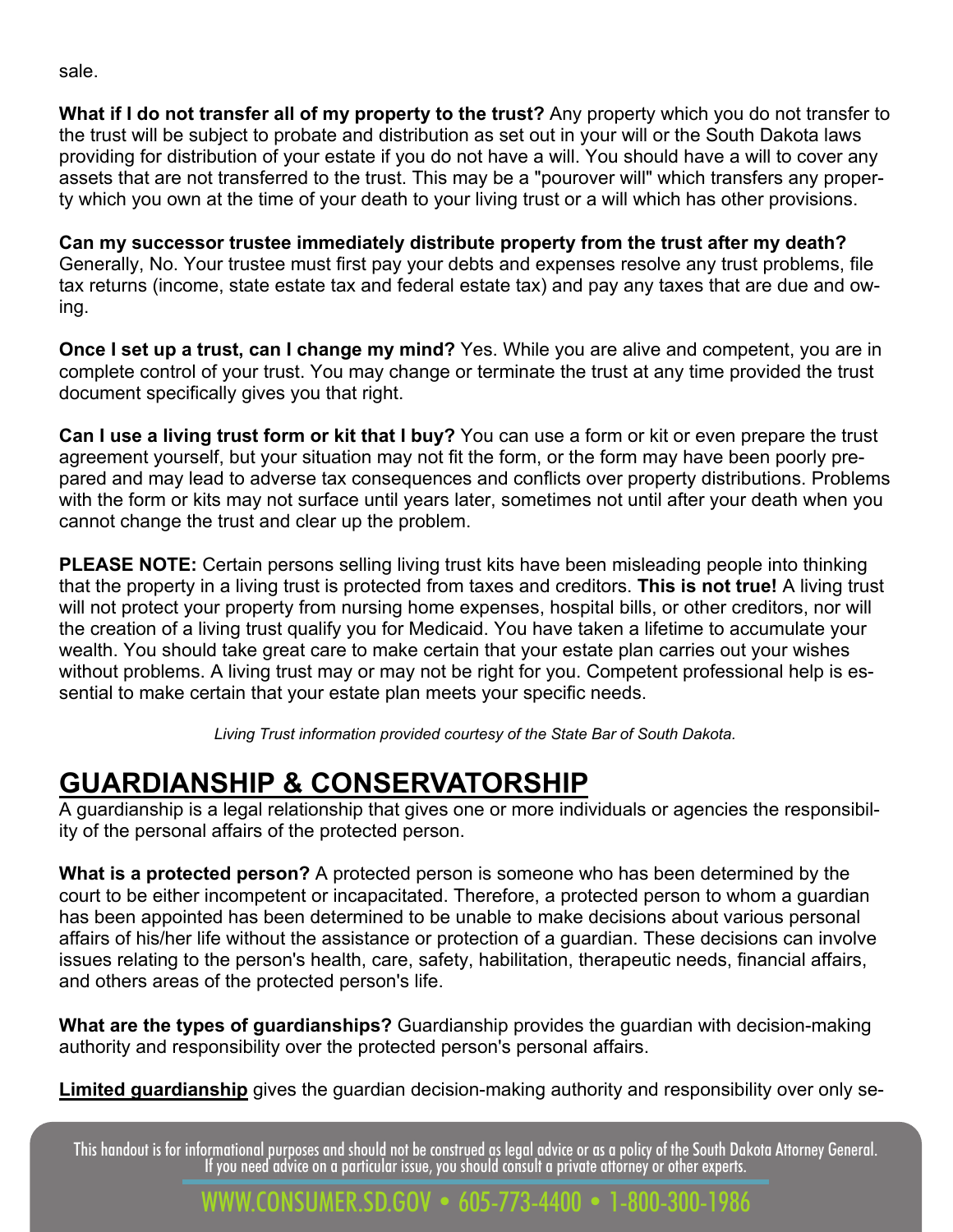sale.

**What if I do not transfer all of my property to the trust?** Any property which you do not transfer to the trust will be subject to probate and distribution as set out in your will or the South Dakota laws providing for distribution of your estate if you do not have a will. You should have a will to cover any assets that are not transferred to the trust. This may be a "pourover will" which transfers any property which you own at the time of your death to your living trust or a will which has other provisions.

**Can my successor trustee immediately distribute property from the trust after my death?** Generally, No. Your trustee must first pay your debts and expenses resolve any trust problems, file tax returns (income, state estate tax and federal estate tax) and pay any taxes that are due and owing.

**Once I set up a trust, can I change my mind?** Yes. While you are alive and competent, you are in complete control of your trust. You may change or terminate the trust at any time provided the trust document specifically gives you that right.

**Can I use a living trust form or kit that I buy?** You can use a form or kit or even prepare the trust agreement yourself, but your situation may not fit the form, or the form may have been poorly prepared and may lead to adverse tax consequences and conflicts over property distributions. Problems with the form or kits may not surface until years later, sometimes not until after your death when you cannot change the trust and clear up the problem.

**PLEASE NOTE:** Certain persons selling living trust kits have been misleading people into thinking that the property in a living trust is protected from taxes and creditors. **This is not true!** A living trust will not protect your property from nursing home expenses, hospital bills, or other creditors, nor will the creation of a living trust qualify you for Medicaid. You have taken a lifetime to accumulate your wealth. You should take great care to make certain that your estate plan carries out your wishes without problems. A living trust may or may not be right for you. Competent professional help is essential to make certain that your estate plan meets your specific needs.

*Living Trust information provided courtesy of the State Bar of South Dakota.*

## GUARDIANSHIP & CONSERVATORSHIP

A guardianship is a legal relationship that gives one or more individuals or agencies the responsibility of the personal affairs of the protected person.

**What is a protected person?** A protected person is someone who has been determined by the court to be either incompetent or incapacitated. Therefore, a protected person to whom a guardian has been appointed has been determined to be unable to make decisions about various personal affairs of his/her life without the assistance or protection of a guardian. These decisions can involve issues relating to the person's health, care, safety, habilitation, therapeutic needs, financial affairs, and others areas of the protected person's life.

**What are the types of guardianships?** Guardianship provides the guardian with decision-making authority and responsibility over the protected person's personal affairs.

**Limited guardianship** gives the guardian decision-making authority and responsibility over only se-

This handout is for informational purposes and should not be construed as legal advice or as a policy of the South Dakota Attorney General. If you need advice on a particular issue, you should consult a private attorney or other experts.

WWW.CONSUMER.SD.GOV • 605-773-4400 • 1-800-300-1986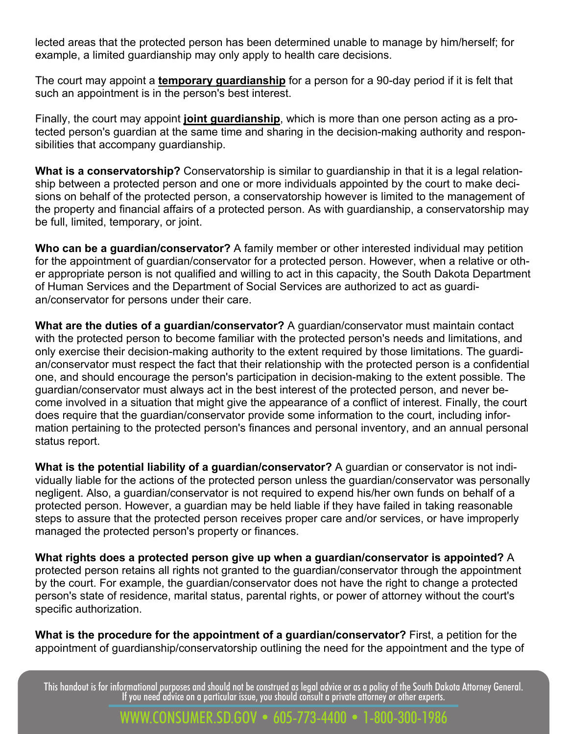lected areas that the protected person has been determined unable to manage by him/herself; for example, a limited guardianship may only apply to health care decisions.

The court may appoint a **temporary guardianship** for a person for a 90-day period if it is felt that such an appointment is in the person's best interest.

Finally, the court may appoint **joint guardianship**, which is more than one person acting as a protected person's guardian at the same time and sharing in the decision-making authority and responsibilities that accompany guardianship.

**What is a conservatorship?** Conservatorship is similar to guardianship in that it is a legal relationship between a protected person and one or more individuals appointed by the court to make decisions on behalf of the protected person, a conservatorship however is limited to the management of the property and financial affairs of a protected person. As with guardianship, a conservatorship may be full, limited, temporary, or joint.

**Who can be a guardian/conservator?** A family member or other interested individual may petition for the appointment of guardian/conservator for a protected person. However, when a relative or other appropriate person is not qualified and willing to act in this capacity, the South Dakota Department of Human Services and the Department of Social Services are authorized to act as guardian/conservator for persons under their care.

**What are the duties of a guardian/conservator?** A guardian/conservator must maintain contact with the protected person to become familiar with the protected person's needs and limitations, and only exercise their decision-making authority to the extent required by those limitations. The guardian/conservator must respect the fact that their relationship with the protected person is a confidential one, and should encourage the person's participation in decision-making to the extent possible. The guardian/conservator must always act in the best interest of the protected person, and never become involved in a situation that might give the appearance of a conflict of interest. Finally, the court does require that the guardian/conservator provide some information to the court, including information pertaining to the protected person's finances and personal inventory, and an annual personal status report.

**What is the potential liability of a guardian/conservator?** A guardian or conservator is not individually liable for the actions of the protected person unless the guardian/conservator was personally negligent. Also, a guardian/conservator is not required to expend his/her own funds on behalf of a protected person. However, a guardian may be held liable if they have failed in taking reasonable steps to assure that the protected person receives proper care and/or services, or have improperly managed the protected person's property or finances.

**What rights does a protected person give up when a guardian/conservator is appointed?** A protected person retains all rights not granted to the guardian/conservator through the appointment by the court. For example, the guardian/conservator does not have the right to change a protected person's state of residence, marital status, parental rights, or power of attorney without the court's specific authorization.

**What is the procedure for the appointment of a guardian/conservator?** First, a petition for the appointment of guardianship/conservatorship outlining the need for the appointment and the type of

This handout is for informational purposes and should not be construed as legal advice or as a policy of the South Dakota Attorney General. If you need advice on a particular issue, you should consult a private attorney or other experts.

WWW.CONSUMER.SD.GOV • 605-773-4400 • 1-800-300-1986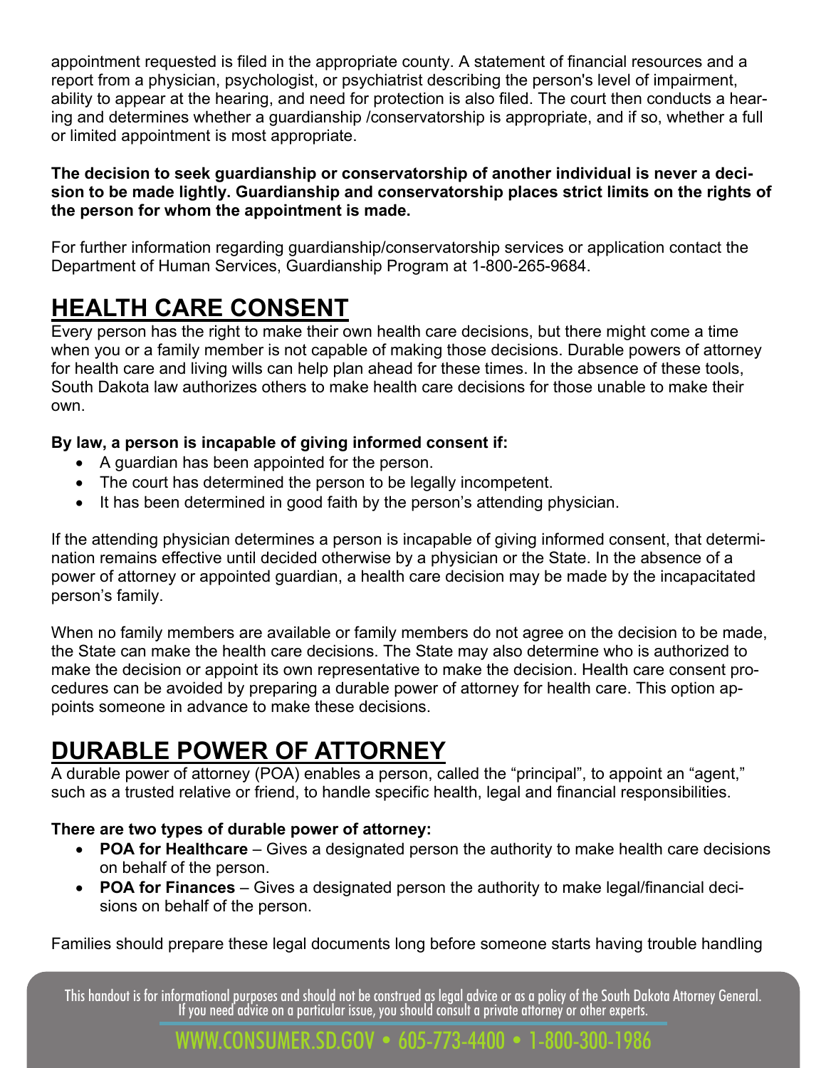appointment requested is filed in the appropriate county. A statement of financial resources and a report from a physician, psychologist, or psychiatrist describing the person's level of impairment, ability to appear at the hearing, and need for protection is also filed. The court then conducts a hearing and determines whether a guardianship /conservatorship is appropriate, and if so, whether a full or limited appointment is most appropriate.

**The decision to seek guardianship or conservatorship of another individual is never a decision to be made lightly. Guardianship and conservatorship places strict limits on the rights of the person for whom the appointment is made.**

For further information regarding guardianship/conservatorship services or application contact the Department of Human Services, Guardianship Program at 1-800-265-9684.

# HEALTH CARE CONSENT

Every person has the right to make their own health care decisions, but there might come a time when you or a family member is not capable of making those decisions. Durable powers of attorney for health care and living wills can help plan ahead for these times. In the absence of these tools, South Dakota law authorizes others to make health care decisions for those unable to make their own.

**By law, a person is incapable of giving informed consent if:**

- A guardian has been appointed for the person.
- The court has determined the person to be legally incompetent.
- It has been determined in good faith by the person's attending physician.

If the attending physician determines a person is incapable of giving informed consent, that determination remains effective until decided otherwise by a physician or the State. In the absence of a power of attorney or appointed guardian, a health care decision may be made by the incapacitated person's family.

When no family members are available or family members do not agree on the decision to be made, the State can make the health care decisions. The State may also determine who is authorized to make the decision or appoint its own representative to make the decision. Health care consent procedures can be avoided by preparing a durable power of attorney for health care. This option appoints someone in advance to make these decisions.

# DURABLE POWER OF ATTORNEY

A durable power of attorney (POA) enables a person, called the "principal", to appoint an "agent," such as a trusted relative or friend, to handle specific health, legal and financial responsibilities.

**There are two types of durable power of attorney:**

- **POA for Healthcare** – Gives a designated person the authority to make health care decisions on behalf of the person.
- **POA for Finances** – Gives a designated person the authority to make legal/financial decisions on behalf of the person.

Families should prepare these legal documents long before someone starts having trouble handling

This handout is for informational purposes and should not be construed as legal advice or as a policy of the South Dakota Attorney General. If you need advice on a particular issue, you should consult a private attorney or other experts.

WWW.CONSUMER.SD.GOV • 605-773-4400 • 1-800-300-1986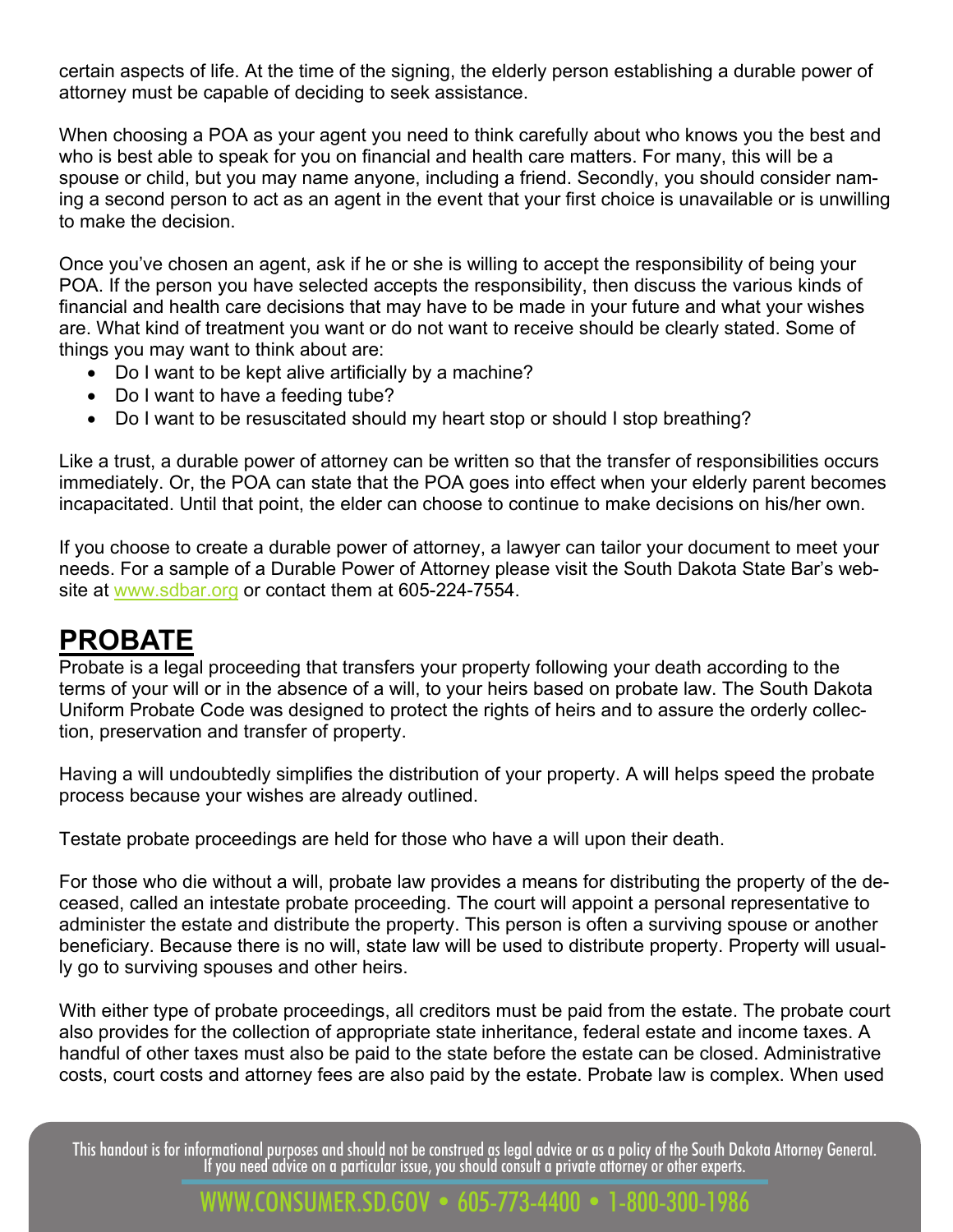certain aspects of life. At the time of the signing, the elderly person establishing a durable power of attorney must be capable of deciding to seek assistance.

When choosing a POA as your agent you need to think carefully about who knows you the best and who is best able to speak for you on financial and health care matters. For many, this will be a spouse or child, but you may name anyone, including a friend. Secondly, you should consider naming a second person to act as an agent in the event that your first choice is unavailable or is unwilling to make the decision.

Once you've chosen an agent, ask if he or she is willing to accept the responsibility of being your POA. If the person you have selected accepts the responsibility, then discuss the various kinds of financial and health care decisions that may have to be made in your future and what your wishes are. What kind of treatment you want or do not want to receive should be clearly stated. Some of things you may want to think about are:

- Do I want to be kept alive artificially by a machine?
- Do I want to have a feeding tube?
- Do I want to be resuscitated should my heart stop or should I stop breathing?

Like a trust, a durable power of attorney can be written so that the transfer of responsibilities occurs immediately. Or, the POA can state that the POA goes into effect when your elderly parent becomes incapacitated. Until that point, the elder can choose to continue to make decisions on his/her own.

If you choose to create a durable power of attorney, a lawyer can tailor your document to meet your needs. For a sample of a Durable Power of Attorney please visit the South Dakota State Bar's website at www.sdbar.org or contact them at 605-224-7554.

## PROBATE

Probate is a legal proceeding that transfers your property following your death according to the terms of your will or in the absence of a will, to your heirs based on probate law. The South Dakota Uniform Probate Code was designed to protect the rights of heirs and to assure the orderly collection, preservation and transfer of property.

Having a will undoubtedly simplifies the distribution of your property. A will helps speed the probate process because your wishes are already outlined.

Testate probate proceedings are held for those who have a will upon their death.

For those who die without a will, probate law provides a means for distributing the property of the deceased, called an intestate probate proceeding. The court will appoint a personal representative to administer the estate and distribute the property. This person is often a surviving spouse or another beneficiary. Because there is no will, state law will be used to distribute property. Property will usually go to surviving spouses and other heirs.

With either type of probate proceedings, all creditors must be paid from the estate. The probate court also provides for the collection of appropriate state inheritance, federal estate and income taxes. A handful of other taxes must also be paid to the state before the estate can be closed. Administrative costs, court costs and attorney fees are also paid by the estate. Probate law is complex. When used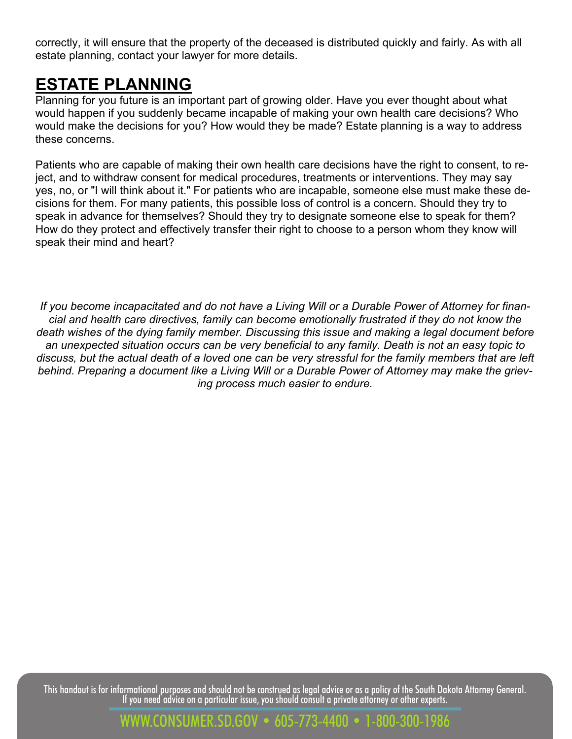correctly, it will ensure that the property of the deceased is distributed quickly and fairly. As with all estate planning, contact your lawyer for more details.

## ESTATE PLANNING

Planning for you future is an important part of growing older. Have you ever thought about what would happen if you suddenly became incapable of making your own health care decisions? Who would make the decisions for you? How would they be made? Estate planning is a way to address these concerns.

Patients who are capable of making their own health care decisions have the right to consent, to reject, and to withdraw consent for medical procedures, treatments or interventions. They may say yes, no, or "I will think about it." For patients who are incapable, someone else must make these decisions for them. For many patients, this possible loss of control is a concern. Should they try to speak in advance for themselves? Should they try to designate someone else to speak for them? How do they protect and effectively transfer their right to choose to a person whom they know will speak their mind and heart?

*If you become incapacitated and do not have a Living Will or a Durable Power of Attorney for financial and health care directives, family can become emotionally frustrated if they do not know the death wishes of the dying family member. Discussing this issue and making a legal document before an unexpected situation occurs can be very beneficial to any family. Death is not an easy topic to discuss, but the actual death of a loved one can be very stressful for the family members that are left behind. Preparing a document like a Living Will or a Durable Power of Attorney may make the grieving process much easier to endure.*

This handout is for informational purposes and should not be construed as legal advice or as a policy of the South Dakota Attorney General. If you need advice on a particular issue, you should consult a private attorney or other experts.

WWW.CONSUMER.SD.GOV • 605-773-4400 • 1-800-300-1986